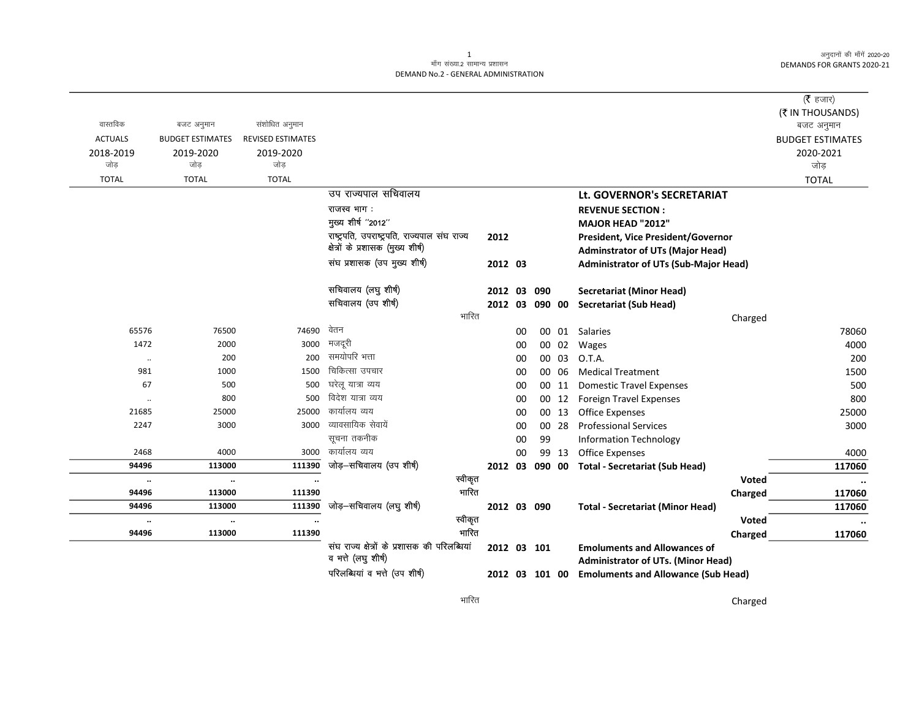मॉंग संख्या.2 सामान्य प्रशासन
DEMAND No.2 - GENERAL ADMINISTRATION

अनुदानों की मॉंगें 2020-20
DEMANDS FOR GRANTS 2020-21

(₹ हजार)
(₹ IN THOUSANDS)

| वास्तविक ACTUALS 2018-2019 जोड़ TOTAL | बजट अनुमान BUDGET ESTIMATES 2019-2020 जोड़ TOTAL | संशोधित अनुमान REVISED ESTIMATES 2019-2020 जोड़ TOTAL | | | | | बजट अनुमान BUDGET ESTIMATES 2020-2021 जोड़ TOTAL |
|---|---|---|---|---|---|---|---|
| | | | उप राज्यपाल सचिवालय | | **Lt. GOVERNOR's SECRETARIAT** | | |
| | | | राजस्व भाग : | | **REVENUE SECTION :** | | |
| | | | मुख्य शीर्ष "2012" | | **MAJOR HEAD "2012"** | | |
| | | | राष्ट्रपति, उपराष्ट्रपति, राज्यपाल संघ राज्य क्षेत्रों के प्रशासक (मुख्य शीर्ष) | **2012** | **President, Vice President/Governor Adminstrator of UTs (Major Head)** | | |
| | | | संघ प्रशासक (उप मुख्य शीर्ष) | **2012 03** | **Administrator of UTs (Sub-Major Head)** | | |
| | | | सचिवालय (लघु शीर्ष) | **2012 03 090** | **Secretariat (Minor Head)** | | |
| | | | सचिवालय (उप शीर्ष) | **2012 03 090 00** | **Secretariat (Sub Head)** | | |
| | | | भारित | | | Charged | |
| 65576 | 76500 | 74690 | वेतन | 00 00 01 | Salaries | | 78060 |
| 1472 | 2000 | 3000 | मजदूरी | 00 00 02 | Wages | | 4000 |
| .. | 200 | 200 | समयोपरि भत्ता | 00 00 03 | O.T.A. | | 200 |
| 981 | 1000 | 1500 | चिकित्सा उपचार | 00 00 06 | Medical Treatment | | 1500 |
| 67 | 500 | 500 | घरेलू यात्रा व्यय | 00 00 11 | Domestic Travel Expenses | | 500 |
| .. | 800 | 500 | विदेश यात्रा व्यय | 00 00 12 | Foreign Travel Expenses | | 800 |
| 21685 | 25000 | 25000 | कार्यालय व्यय | 00 00 13 | Office Expenses | | 25000 |
| 2247 | 3000 | 3000 | व्यावसायिक सेवायें | 00 00 28 | Professional Services | | 3000 |
| | | | सूचना तकनीक | 00 99 | Information Technology | | |
| 2468 | 4000 | 3000 | कार्यालय व्यय | 00 99 13 | Office Expenses | | 4000 |
| **94496** | **113000** | **111390** | जोड़-सचिवालय (उप शीर्ष) | **2012 03 090 00** | **Total - Secretariat (Sub Head)** | | **117060** |
| **..** | **..** | **..** | स्वीकृत | | | **Voted** | **..** |
| **94496** | **113000** | **111390** | भारित | | | **Charged** | **117060** |
| **94496** | **113000** | **111390** | जोड़-सचिवालय (लघु शीर्ष) | **2012 03 090** | **Total - Secretariat (Minor Head)** | | **117060** |
| **..** | **..** | **..** | स्वीकृत | | | **Voted** | **..** |
| **94496** | **113000** | **111390** | भारित | | | **Charged** | **117060** |
| | | | संघ राज्य क्षेत्रों के प्रशासक की परिलब्धियां व भत्ते (लघु शीर्ष) | **2012 03 101** | **Emoluments and Allowances of Administrator of UTs. (Minor Head)** | | |
| | | | परिलब्धियां व भत्ते (उप शीर्ष) | **2012 03 101 00** | **Emoluments and Allowance (Sub Head)** | | |
| | | | भारित | | | Charged | |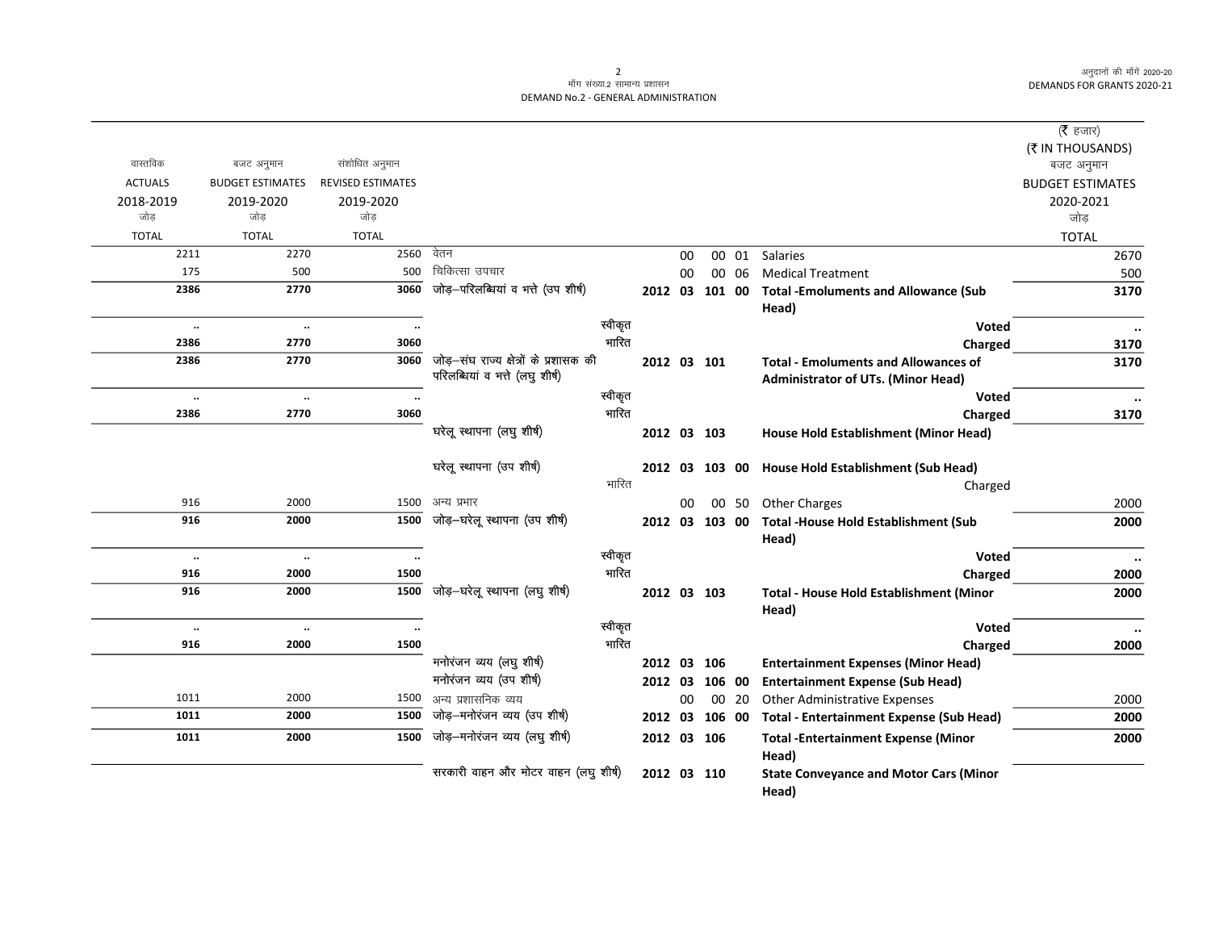माँग संख्या.2 सामान्य प्रशासन
DEMAND No.2 - GENERAL ADMINISTRATION

अनुदानों की माँगें 2020-20
DEMANDS FOR GRANTS 2020-21

(₹ हजार)
(₹ IN THOUSANDS)

| वास्तविक ACTUALS 2018-2019 जोड़ TOTAL | बजट अनुमान BUDGET ESTIMATES 2019-2020 जोड़ TOTAL | संशोधित अनुमान REVISED ESTIMATES 2019-2020 जोड़ TOTAL | | | | | | | बजट अनुमान BUDGET ESTIMATES 2020-2021 जोड़ TOTAL |
|---|---|---|---|---|---|---|---|---|---|
| 2211 | 2270 | 2560 | वेतन | | 00 | 00 | 01 | Salaries | 2670 |
| 175 | 500 | 500 | चिकित्सा उपचार | | 00 | 00 | 06 | Medical Treatment | 500 |
| **2386** | **2770** | **3060** | जोड़–परिलब्धियां व भत्ते (उप शीर्ष) | **2012** | **03** | **101** | **00** | **Total -Emoluments and Allowance (Sub Head)** | **3170** |
| .. | .. | .. | स्वीकृत | | | | | **Voted** | .. |
| **2386** | **2770** | **3060** | भारित | | | | | **Charged** | **3170** |
| **2386** | **2770** | **3060** | जोड़–संघ राज्य क्षेत्रों के प्रशासक की परिलब्धियां व भत्ते (लघु शीर्ष) | **2012** | **03** | **101** | | **Total - Emoluments and Allowances of Administrator of UTs. (Minor Head)** | **3170** |
| .. | .. | .. | स्वीकृत | | | | | **Voted** | .. |
| **2386** | **2770** | **3060** | भारित | | | | | **Charged** | **3170** |
| | | | घरेलू स्थापना (लघु शीर्ष) | **2012** | **03** | **103** | | **House Hold Establishment (Minor Head)** | |
| | | | घरेलू स्थापना (उप शीर्ष) | **2012** | **03** | **103** | **00** | **House Hold Establishment (Sub Head)** | |
| | | | भारित | | | | | Charged | |
| 916 | 2000 | 1500 | अन्य प्रभार | | 00 | 00 | 50 | Other Charges | 2000 |
| **916** | **2000** | **1500** | जोड़–घरेलू स्थापना (उप शीर्ष) | **2012** | **03** | **103** | **00** | **Total -House Hold Establishment (Sub Head)** | **2000** |
| .. | .. | .. | स्वीकृत | | | | | **Voted** | .. |
| **916** | **2000** | **1500** | भारित | | | | | **Charged** | **2000** |
| **916** | **2000** | **1500** | जोड़–घरेलू स्थापना (लघु शीर्ष) | **2012** | **03** | **103** | | **Total - House Hold Establishment (Minor Head)** | **2000** |
| .. | .. | .. | स्वीकृत | | | | | **Voted** | .. |
| **916** | **2000** | **1500** | भारित | | | | | **Charged** | **2000** |
| | | | मनोरंजन व्यय (लघु शीर्ष) | **2012** | **03** | **106** | | **Entertainment Expenses (Minor Head)** | |
| | | | मनोरंजन व्यय (उप शीर्ष) | **2012** | **03** | **106** | **00** | **Entertainment Expense (Sub Head)** | |
| 1011 | 2000 | 1500 | अन्य प्रशासनिक व्यय | | 00 | 00 | 20 | Other Administrative Expenses | 2000 |
| **1011** | **2000** | **1500** | जोड़–मनोरंजन व्यय (उप शीर्ष) | **2012** | **03** | **106** | **00** | **Total - Entertainment Expense (Sub Head)** | **2000** |
| **1011** | **2000** | **1500** | जोड़–मनोरंजन व्यय (लघु शीर्ष) | **2012** | **03** | **106** | | **Total -Entertainment Expense (Minor Head)** | **2000** |
| | | | सरकारी वाहन और मोटर वाहन (लघु शीर्ष) | **2012** | **03** | **110** | | **State Conveyance and Motor Cars (Minor Head)** | |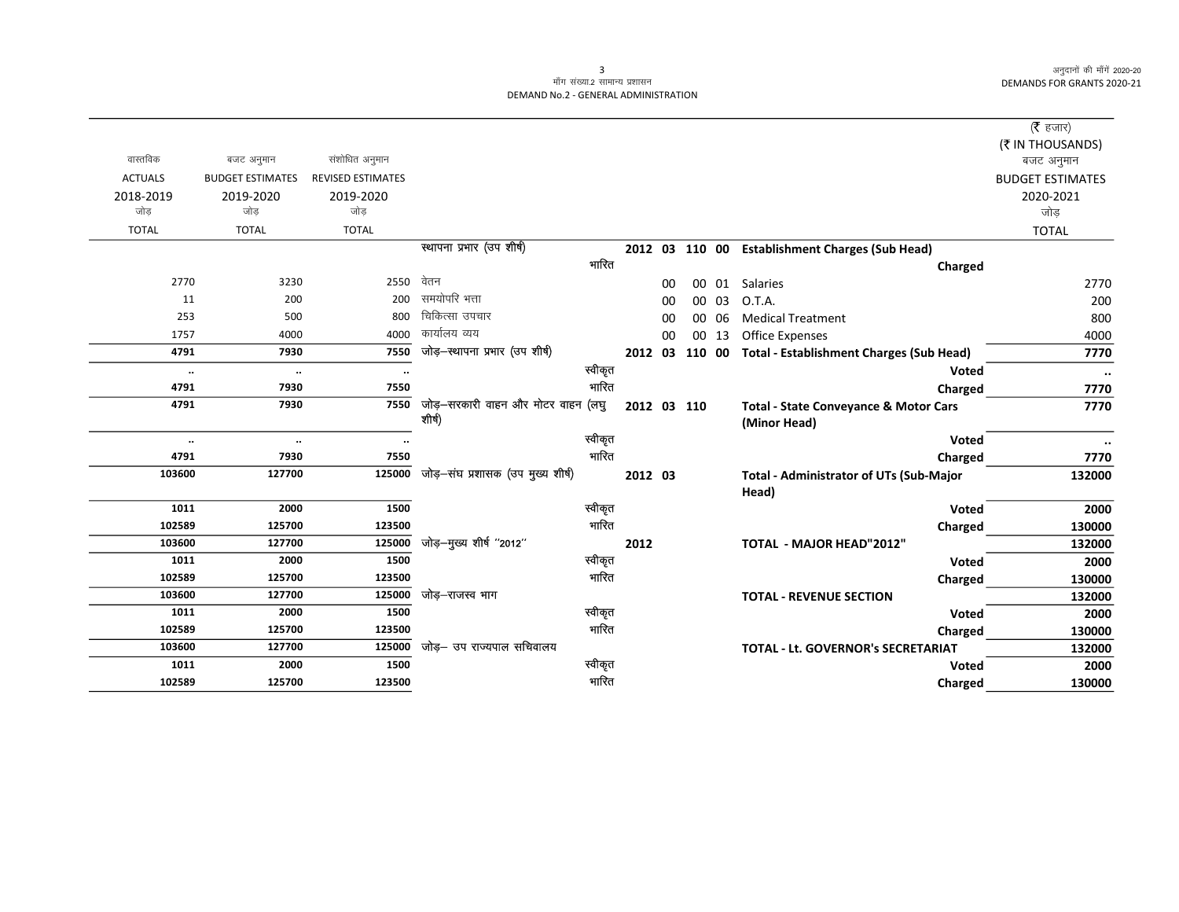मॉंग संख्या.2 सामान्य प्रशासन
DEMAND No.2 - GENERAL ADMINISTRATION

| वास्तविक ACTUALS 2018-2019 जोड़ TOTAL | बजट अनुमान BUDGET ESTIMATES 2019-2020 जोड़ TOTAL | संशोधित अनुमान REVISED ESTIMATES 2019-2020 जोड़ TOTAL | | | | | | | (₹ हजार) (₹ IN THOUSANDS) बजट अनुमान BUDGET ESTIMATES 2020-2021 जोड़ TOTAL |
|---|---|---|---|---|---|---|---|---|---|
| | | | स्थापना प्रभार (उप शीर्ष) | 2012 | 03 | 110 | 00 | Establishment Charges (Sub Head) | |
| | | | भारित | | | | | Charged | |
| 2770 | 3230 | 2550 | वेतन | | 00 | 00 | 01 | Salaries | 2770 |
| 11 | 200 | 200 | समयोपरि भत्ता | | 00 | 00 | 03 | O.T.A. | 200 |
| 253 | 500 | 800 | चिकित्सा उपचार | | 00 | 00 | 06 | Medical Treatment | 800 |
| 1757 | 4000 | 4000 | कार्यालय व्यय | | 00 | 00 | 13 | Office Expenses | 4000 |
| **4791** | **7930** | **7550** | जोड़–स्थापना प्रभार (उप शीर्ष) | 2012 | 03 | 110 | 00 | **Total - Establishment Charges (Sub Head)** | **7770** |
| .. | .. | .. | स्वीकृत | | | | | **Voted** | .. |
| **4791** | **7930** | **7550** | भारित | | | | | **Charged** | **7770** |
| **4791** | **7930** | **7550** | जोड़–सरकारी वाहन और मोटर वाहन (लघु शीर्ष) | 2012 | 03 | 110 | | **Total - State Conveyance & Motor Cars (Minor Head)** | **7770** |
| .. | .. | .. | स्वीकृत | | | | | **Voted** | .. |
| **4791** | **7930** | **7550** | भारित | | | | | **Charged** | **7770** |
| **103600** | **127700** | **125000** | जोड़–संघ प्रशासक (उप मुख्य शीर्ष) | 2012 | 03 | | | **Total - Administrator of UTs (Sub-Major Head)** | **132000** |
| **1011** | **2000** | **1500** | स्वीकृत | | | | | **Voted** | **2000** |
| **102589** | **125700** | **123500** | भारित | | | | | **Charged** | **130000** |
| **103600** | **127700** | **125000** | जोड़–मुख्य शीर्ष "2012" | 2012 | | | | **TOTAL - MAJOR HEAD"2012"** | **132000** |
| **1011** | **2000** | **1500** | स्वीकृत | | | | | **Voted** | **2000** |
| **102589** | **125700** | **123500** | भारित | | | | | **Charged** | **130000** |
| **103600** | **127700** | **125000** | जोड़–राजस्व भाग | | | | | **TOTAL - REVENUE SECTION** | **132000** |
| **1011** | **2000** | **1500** | स्वीकृत | | | | | **Voted** | **2000** |
| **102589** | **125700** | **123500** | भारित | | | | | **Charged** | **130000** |
| **103600** | **127700** | **125000** | जोड़– उप राज्यपाल सचिवालय | | | | | **TOTAL - Lt. GOVERNOR's SECRETARIAT** | **132000** |
| **1011** | **2000** | **1500** | स्वीकृत | | | | | **Voted** | **2000** |
| **102589** | **125700** | **123500** | भारित | | | | | **Charged** | **130000** |